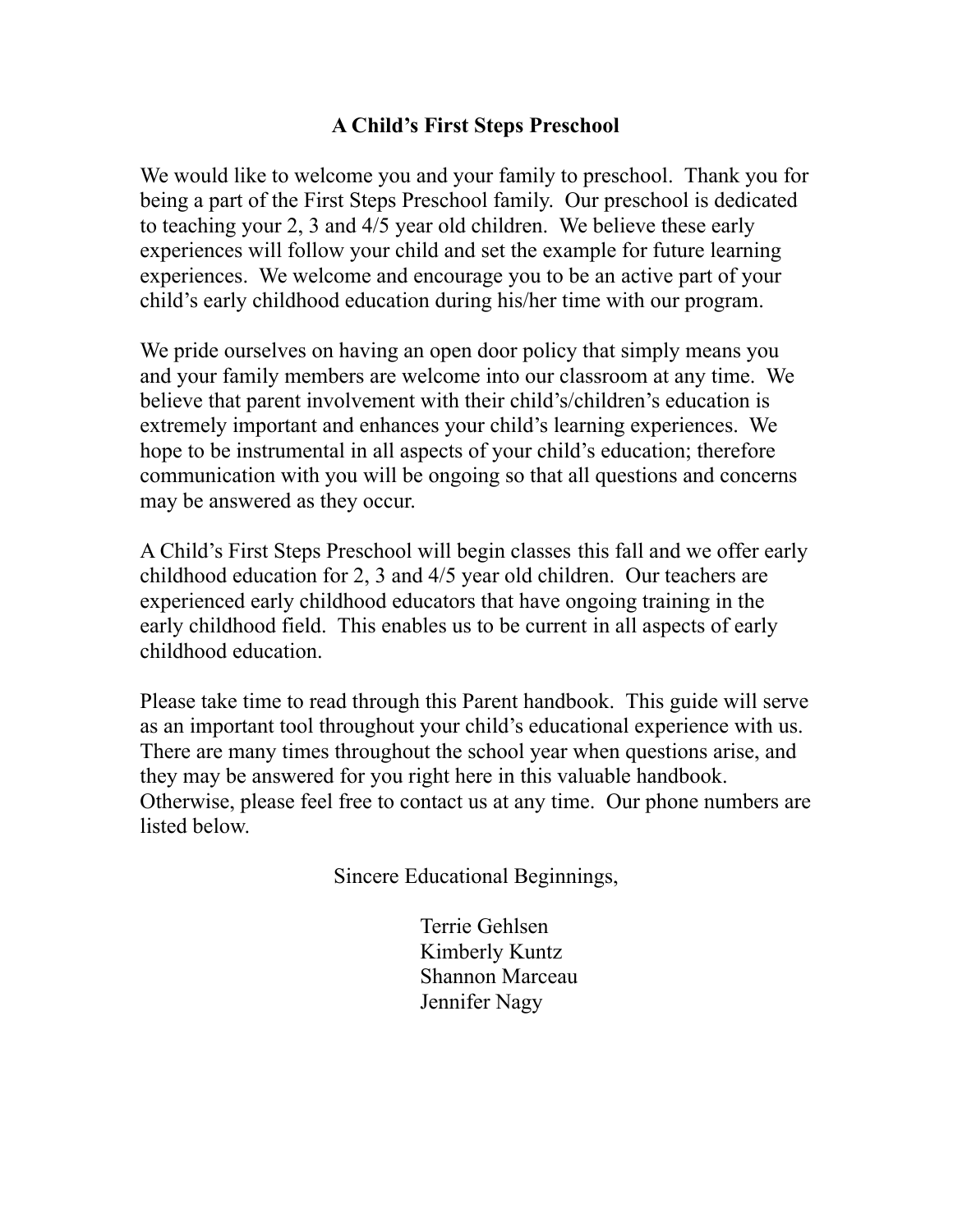# A Child's First Steps Preschool

We would like to welcome you and your family to preschool. Thank you for being a part of the First Steps Preschool family. Our preschool is dedicated to teaching your 2, 3 and 4/5 year old children. We believe these early experiences will follow your child and set the example for future learning experiences. We welcome and encourage you to be an active part of your child's early childhood education during his/her time with our program.

We pride ourselves on having an open door policy that simply means you and your family members are welcome into our classroom at any time. We believe that parent involvement with their child's/children's education is extremely important and enhances your child's learning experiences. We hope to be instrumental in all aspects of your child's education; therefore communication with you will be ongoing so that all questions and concerns may be answered as they occur.

A Child's First Steps Preschool will begin classes this fall and we offer early childhood education for 2, 3 and 4/5 year old children. Our teachers are experienced early childhood educators that have ongoing training in the early childhood field. This enables us to be current in all aspects of early childhood education.

Please take time to read through this Parent handbook. This guide will serve as an important tool throughout your child's educational experience with us. There are many times throughout the school year when questions arise, and they may be answered for you right here in this valuable handbook. Otherwise, please feel free to contact us at any time. Our phone numbers are listed below.

Sincere Educational Beginnings,

Terrie Gehlsen
Kimberly Kuntz
Shannon Marceau
Jennifer Nagy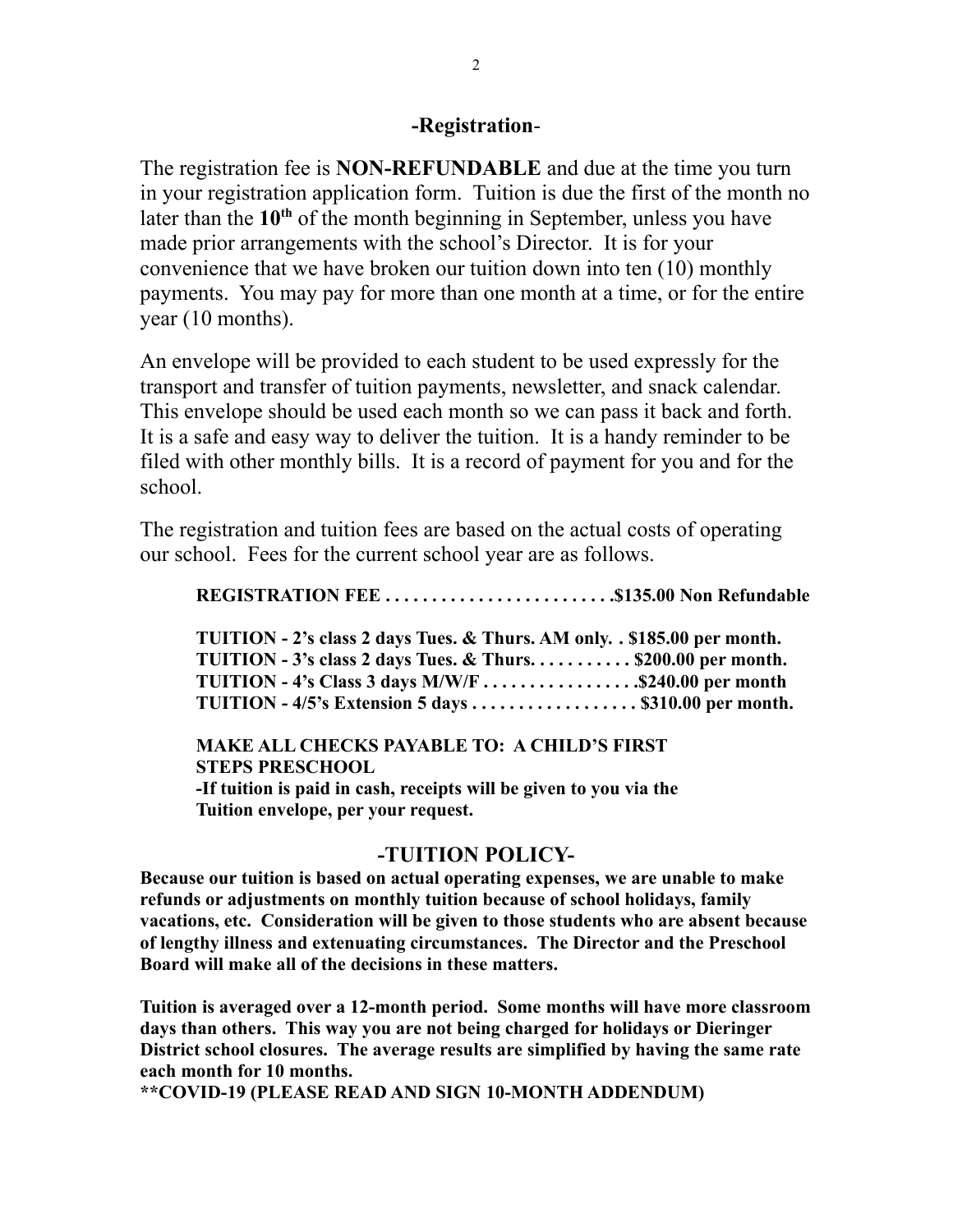## -Registration-

The registration fee is **NON-REFUNDABLE** and due at the time you turn in your registration application form. Tuition is due the first of the month no later than the **10th** of the month beginning in September, unless you have made prior arrangements with the school's Director. It is for your convenience that we have broken our tuition down into ten (10) monthly payments. You may pay for more than one month at a time, or for the entire year (10 months).

An envelope will be provided to each student to be used expressly for the transport and transfer of tuition payments, newsletter, and snack calendar. This envelope should be used each month so we can pass it back and forth. It is a safe and easy way to deliver the tuition. It is a handy reminder to be filed with other monthly bills. It is a record of payment for you and for the school.

The registration and tuition fees are based on the actual costs of operating our school. Fees for the current school year are as follows.

**REGISTRATION FEE . . . . . . . . . . . . . . . . . . . . . . . . .$135.00 Non Refundable**

**TUITION - 2's class 2 days Tues. & Thurs. AM only. . $185.00 per month.**
**TUITION - 3's class 2 days Tues. & Thurs. . . . . . . . . . . $200.00 per month.**
**TUITION - 4's Class 3 days M/W/F . . . . . . . . . . . . . . . . .$240.00 per month**
**TUITION - 4/5's Extension 5 days . . . . . . . . . . . . . . . . . . $310.00 per month.**

**MAKE ALL CHECKS PAYABLE TO: A CHILD'S FIRST STEPS PRESCHOOL**
**-If tuition is paid in cash, receipts will be given to you via the Tuition envelope, per your request.**

## -TUITION POLICY-

**Because our tuition is based on actual operating expenses, we are unable to make refunds or adjustments on monthly tuition because of school holidays, family vacations, etc. Consideration will be given to those students who are absent because of lengthy illness and extenuating circumstances. The Director and the Preschool Board will make all of the decisions in these matters.**

**Tuition is averaged over a 12-month period. Some months will have more classroom days than others. This way you are not being charged for holidays or Dieringer District school closures. The average results are simplified by having the same rate each month for 10 months.**
**\*\*COVID-19 (PLEASE READ AND SIGN 10-MONTH ADDENDUM)**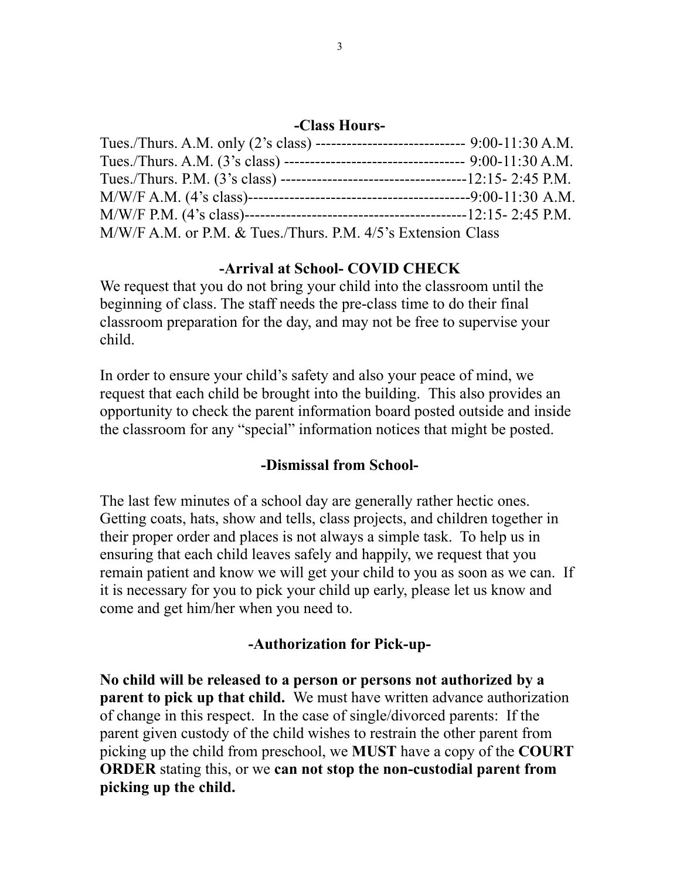## -Class Hours-

Tues./Thurs. A.M. only (2's class) ----------------------------- 9:00-11:30 A.M.
Tues./Thurs. A.M. (3's class) ----------------------------------- 9:00-11:30 A.M.
Tues./Thurs. P.M. (3's class) ------------------------------------12:15- 2:45 P.M.
M/W/F A.M. (4's class)-------------------------------------------9:00-11:30 A.M.
M/W/F P.M. (4's class)-------------------------------------------12:15- 2:45 P.M.
M/W/F A.M. or P.M. & Tues./Thurs. P.M. 4/5's Extension Class

## -Arrival at School- COVID CHECK

We request that you do not bring your child into the classroom until the beginning of class. The staff needs the pre-class time to do their final classroom preparation for the day, and may not be free to supervise your child.

In order to ensure your child's safety and also your peace of mind, we request that each child be brought into the building. This also provides an opportunity to check the parent information board posted outside and inside the classroom for any "special" information notices that might be posted.

## -Dismissal from School-

The last few minutes of a school day are generally rather hectic ones. Getting coats, hats, show and tells, class projects, and children together in their proper order and places is not always a simple task. To help us in ensuring that each child leaves safely and happily, we request that you remain patient and know we will get your child to you as soon as we can. If it is necessary for you to pick your child up early, please let us know and come and get him/her when you need to.

## -Authorization for Pick-up-

**No child will be released to a person or persons not authorized by a parent to pick up that child.** We must have written advance authorization of change in this respect. In the case of single/divorced parents: If the parent given custody of the child wishes to restrain the other parent from picking up the child from preschool, we **MUST** have a copy of the **COURT ORDER** stating this, or we **can not stop the non-custodial parent from picking up the child.**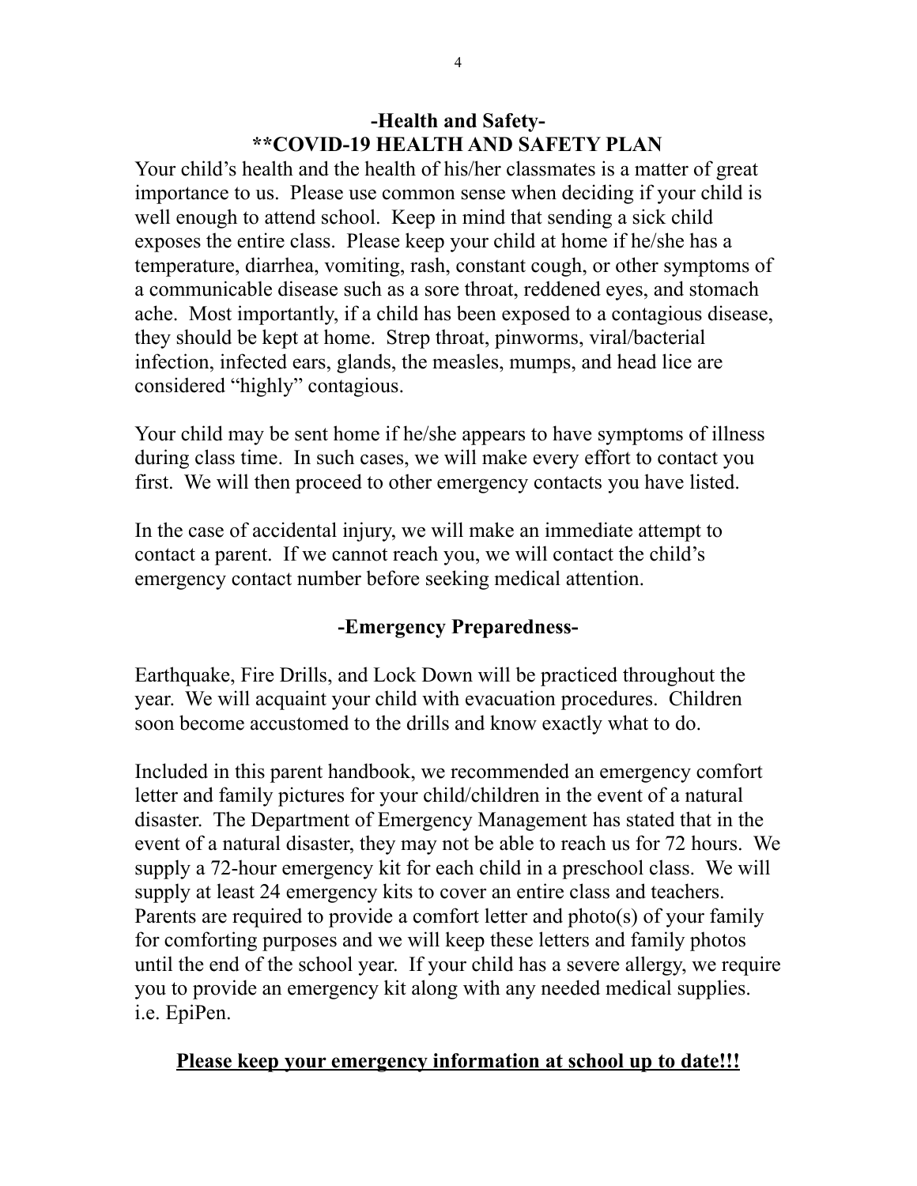## -Health and Safety-
## **COVID-19 HEALTH AND SAFETY PLAN

Your child's health and the health of his/her classmates is a matter of great importance to us. Please use common sense when deciding if your child is well enough to attend school. Keep in mind that sending a sick child exposes the entire class. Please keep your child at home if he/she has a temperature, diarrhea, vomiting, rash, constant cough, or other symptoms of a communicable disease such as a sore throat, reddened eyes, and stomach ache. Most importantly, if a child has been exposed to a contagious disease, they should be kept at home. Strep throat, pinworms, viral/bacterial infection, infected ears, glands, the measles, mumps, and head lice are considered "highly" contagious.

Your child may be sent home if he/she appears to have symptoms of illness during class time. In such cases, we will make every effort to contact you first. We will then proceed to other emergency contacts you have listed.

In the case of accidental injury, we will make an immediate attempt to contact a parent. If we cannot reach you, we will contact the child's emergency contact number before seeking medical attention.

## -Emergency Preparedness-

Earthquake, Fire Drills, and Lock Down will be practiced throughout the year. We will acquaint your child with evacuation procedures. Children soon become accustomed to the drills and know exactly what to do.

Included in this parent handbook, we recommended an emergency comfort letter and family pictures for your child/children in the event of a natural disaster. The Department of Emergency Management has stated that in the event of a natural disaster, they may not be able to reach us for 72 hours. We supply a 72-hour emergency kit for each child in a preschool class. We will supply at least 24 emergency kits to cover an entire class and teachers. Parents are required to provide a comfort letter and photo(s) of your family for comforting purposes and we will keep these letters and family photos until the end of the school year. If your child has a severe allergy, we require you to provide an emergency kit along with any needed medical supplies. i.e. EpiPen.

**<u>Please keep your emergency information at school up to date!!!</u>**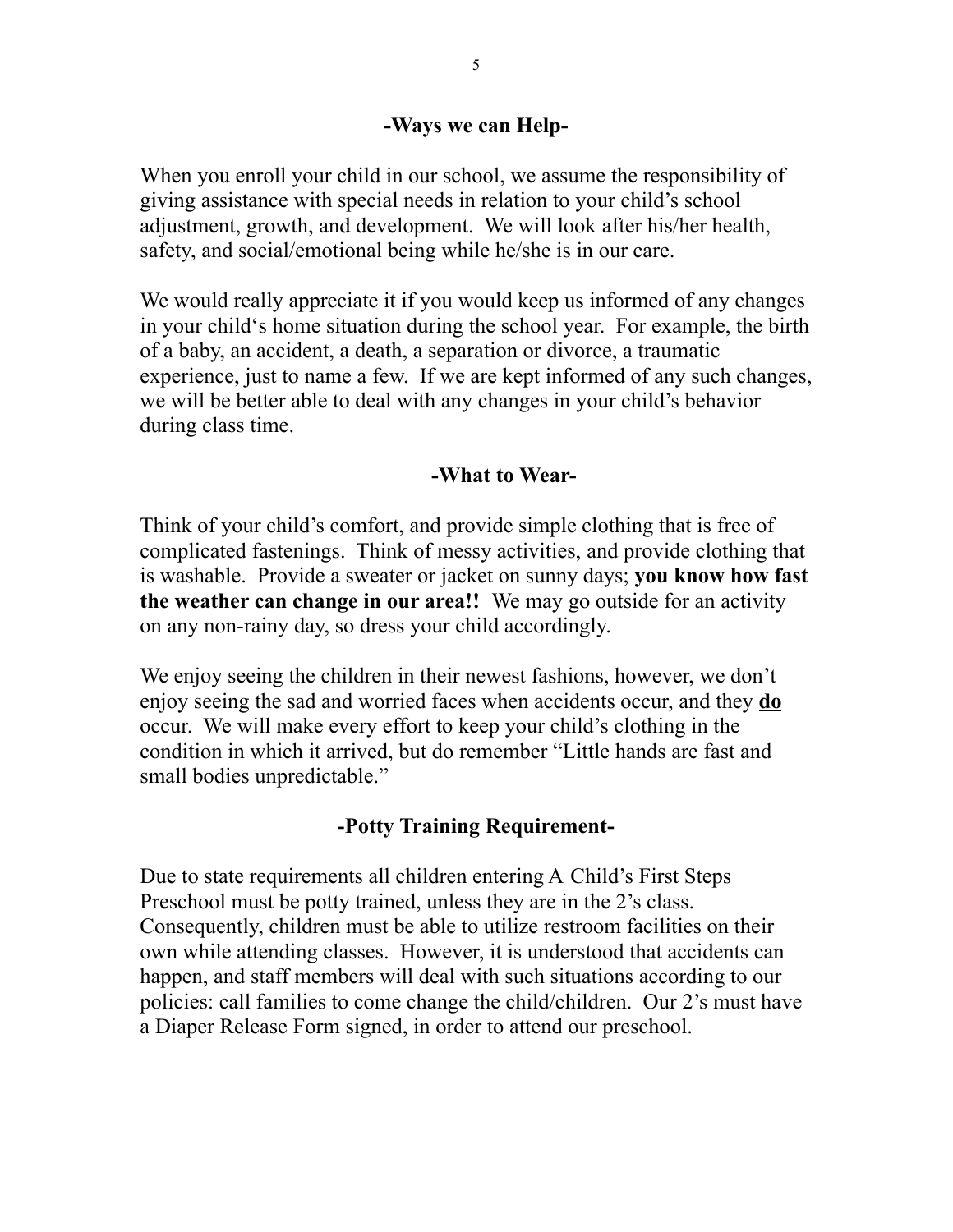## -Ways we can Help-

When you enroll your child in our school, we assume the responsibility of giving assistance with special needs in relation to your child's school adjustment, growth, and development. We will look after his/her health, safety, and social/emotional being while he/she is in our care.

We would really appreciate it if you would keep us informed of any changes in your child's home situation during the school year. For example, the birth of a baby, an accident, a death, a separation or divorce, a traumatic experience, just to name a few. If we are kept informed of any such changes, we will be better able to deal with any changes in your child's behavior during class time.

## -What to Wear-

Think of your child's comfort, and provide simple clothing that is free of complicated fastenings. Think of messy activities, and provide clothing that is washable. Provide a sweater or jacket on sunny days; **you know how fast the weather can change in our area!!** We may go outside for an activity on any non-rainy day, so dress your child accordingly.

We enjoy seeing the children in their newest fashions, however, we don't enjoy seeing the sad and worried faces when accidents occur, and they **<u>do</u>** occur. We will make every effort to keep your child's clothing in the condition in which it arrived, but do remember "Little hands are fast and small bodies unpredictable."

## -Potty Training Requirement-

Due to state requirements all children entering A Child's First Steps Preschool must be potty trained, unless they are in the 2's class. Consequently, children must be able to utilize restroom facilities on their own while attending classes. However, it is understood that accidents can happen, and staff members will deal with such situations according to our policies: call families to come change the child/children. Our 2's must have a Diaper Release Form signed, in order to attend our preschool.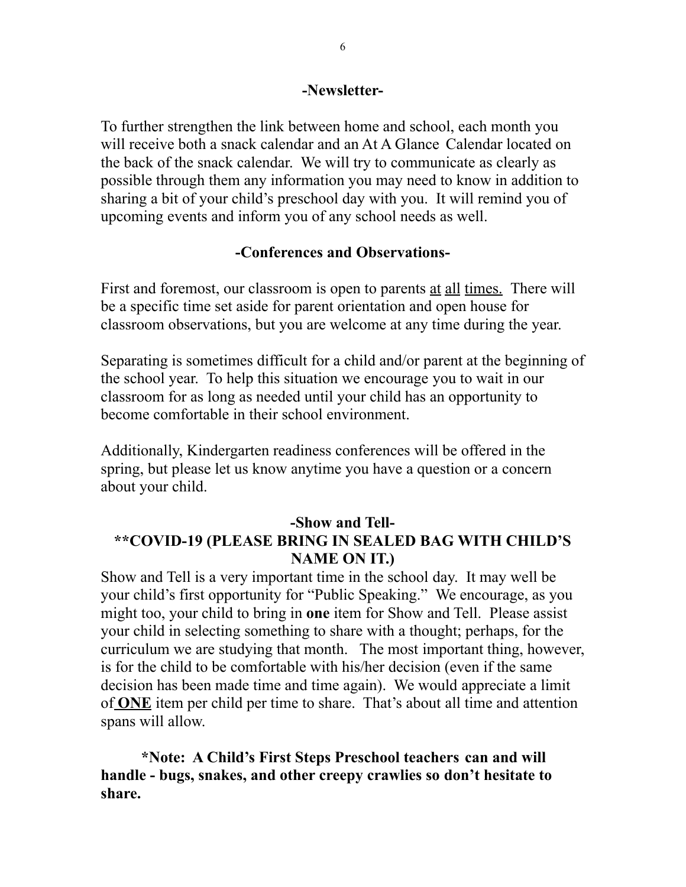## -Newsletter-

To further strengthen the link between home and school, each month you will receive both a snack calendar and an At A Glance Calendar located on the back of the snack calendar. We will try to communicate as clearly as possible through them any information you may need to know in addition to sharing a bit of your child's preschool day with you. It will remind you of upcoming events and inform you of any school needs as well.

## -Conferences and Observations-

First and foremost, our classroom is open to parents at all times. There will be a specific time set aside for parent orientation and open house for classroom observations, but you are welcome at any time during the year.

Separating is sometimes difficult for a child and/or parent at the beginning of the school year. To help this situation we encourage you to wait in our classroom for as long as needed until your child has an opportunity to become comfortable in their school environment.

Additionally, Kindergarten readiness conferences will be offered in the spring, but please let us know anytime you have a question or a concern about your child.

## -Show and Tell-

**\*\*COVID-19 (PLEASE BRING IN SEALED BAG WITH CHILD'S NAME ON IT.)**

Show and Tell is a very important time in the school day. It may well be your child's first opportunity for "Public Speaking." We encourage, as you might too, your child to bring in **one** item for Show and Tell. Please assist your child in selecting something to share with a thought; perhaps, for the curriculum we are studying that month. The most important thing, however, is for the child to be comfortable with his/her decision (even if the same decision has been made time and time again). We would appreciate a limit of **ONE** item per child per time to share. That's about all time and attention spans will allow.

**\*Note: A Child's First Steps Preschool teachers can and will handle - bugs, snakes, and other creepy crawlies so don't hesitate to share.**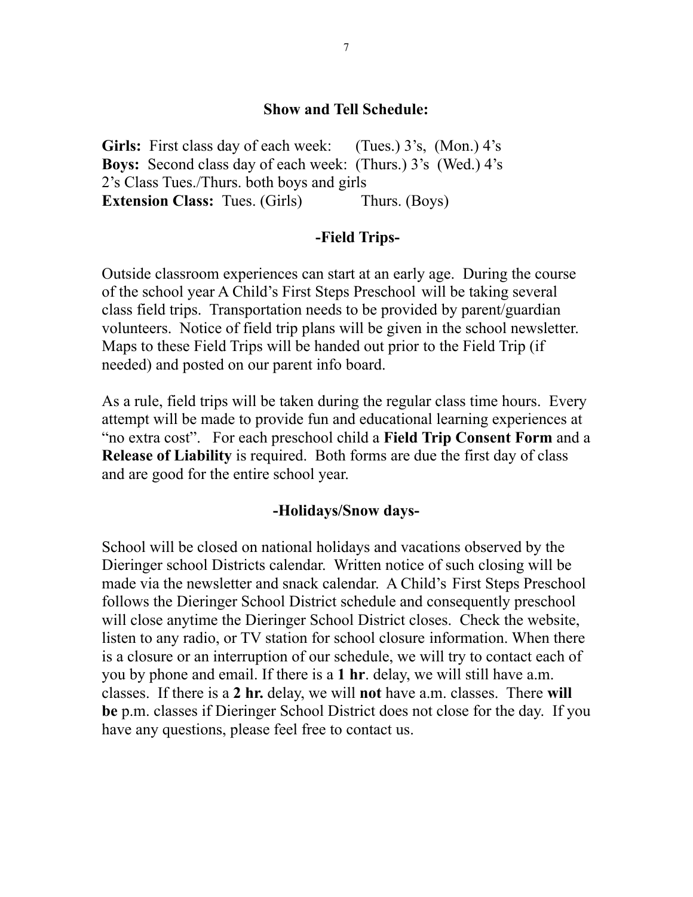## Show and Tell Schedule:

**Girls:** First class day of each week: (Tues.) 3's, (Mon.) 4's
**Boys:** Second class day of each week: (Thurs.) 3's (Wed.) 4's
2's Class Tues./Thurs. both boys and girls
**Extension Class:** Tues. (Girls) Thurs. (Boys)

## -Field Trips-

Outside classroom experiences can start at an early age. During the course of the school year A Child's First Steps Preschool will be taking several class field trips. Transportation needs to be provided by parent/guardian volunteers. Notice of field trip plans will be given in the school newsletter. Maps to these Field Trips will be handed out prior to the Field Trip (if needed) and posted on our parent info board.

As a rule, field trips will be taken during the regular class time hours. Every attempt will be made to provide fun and educational learning experiences at "no extra cost". For each preschool child a **Field Trip Consent Form** and a **Release of Liability** is required. Both forms are due the first day of class and are good for the entire school year.

## -Holidays/Snow days-

School will be closed on national holidays and vacations observed by the Dieringer school Districts calendar. Written notice of such closing will be made via the newsletter and snack calendar. A Child's First Steps Preschool follows the Dieringer School District schedule and consequently preschool will close anytime the Dieringer School District closes. Check the website, listen to any radio, or TV station for school closure information. When there is a closure or an interruption of our schedule, we will try to contact each of you by phone and email. If there is a **1 hr**. delay, we will still have a.m. classes. If there is a **2 hr.** delay, we will **not** have a.m. classes. There **will be** p.m. classes if Dieringer School District does not close for the day. If you have any questions, please feel free to contact us.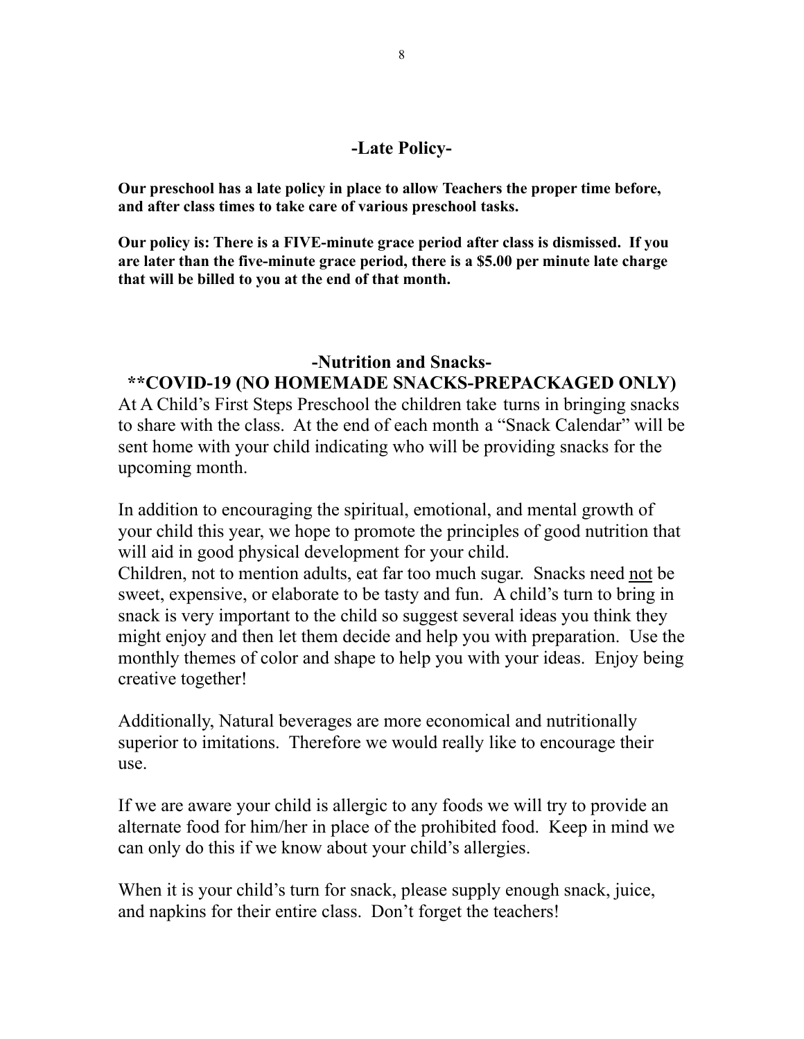## -Late Policy-

**Our preschool has a late policy in place to allow Teachers the proper time before, and after class times to take care of various preschool tasks.**

**Our policy is: There is a FIVE-minute grace period after class is dismissed. If you are later than the five-minute grace period, there is a $5.00 per minute late charge that will be billed to you at the end of that month.**

## -Nutrition and Snacks-

## **COVID-19 (NO HOMEMADE SNACKS-PREPACKAGED ONLY)

At A Child's First Steps Preschool the children take turns in bringing snacks to share with the class. At the end of each month a "Snack Calendar" will be sent home with your child indicating who will be providing snacks for the upcoming month.

In addition to encouraging the spiritual, emotional, and mental growth of your child this year, we hope to promote the principles of good nutrition that will aid in good physical development for your child.
Children, not to mention adults, eat far too much sugar. Snacks need <u>not</u> be sweet, expensive, or elaborate to be tasty and fun. A child's turn to bring in snack is very important to the child so suggest several ideas you think they might enjoy and then let them decide and help you with preparation. Use the monthly themes of color and shape to help you with your ideas. Enjoy being creative together!

Additionally, Natural beverages are more economical and nutritionally superior to imitations. Therefore we would really like to encourage their use.

If we are aware your child is allergic to any foods we will try to provide an alternate food for him/her in place of the prohibited food. Keep in mind we can only do this if we know about your child's allergies.

When it is your child's turn for snack, please supply enough snack, juice, and napkins for their entire class. Don't forget the teachers!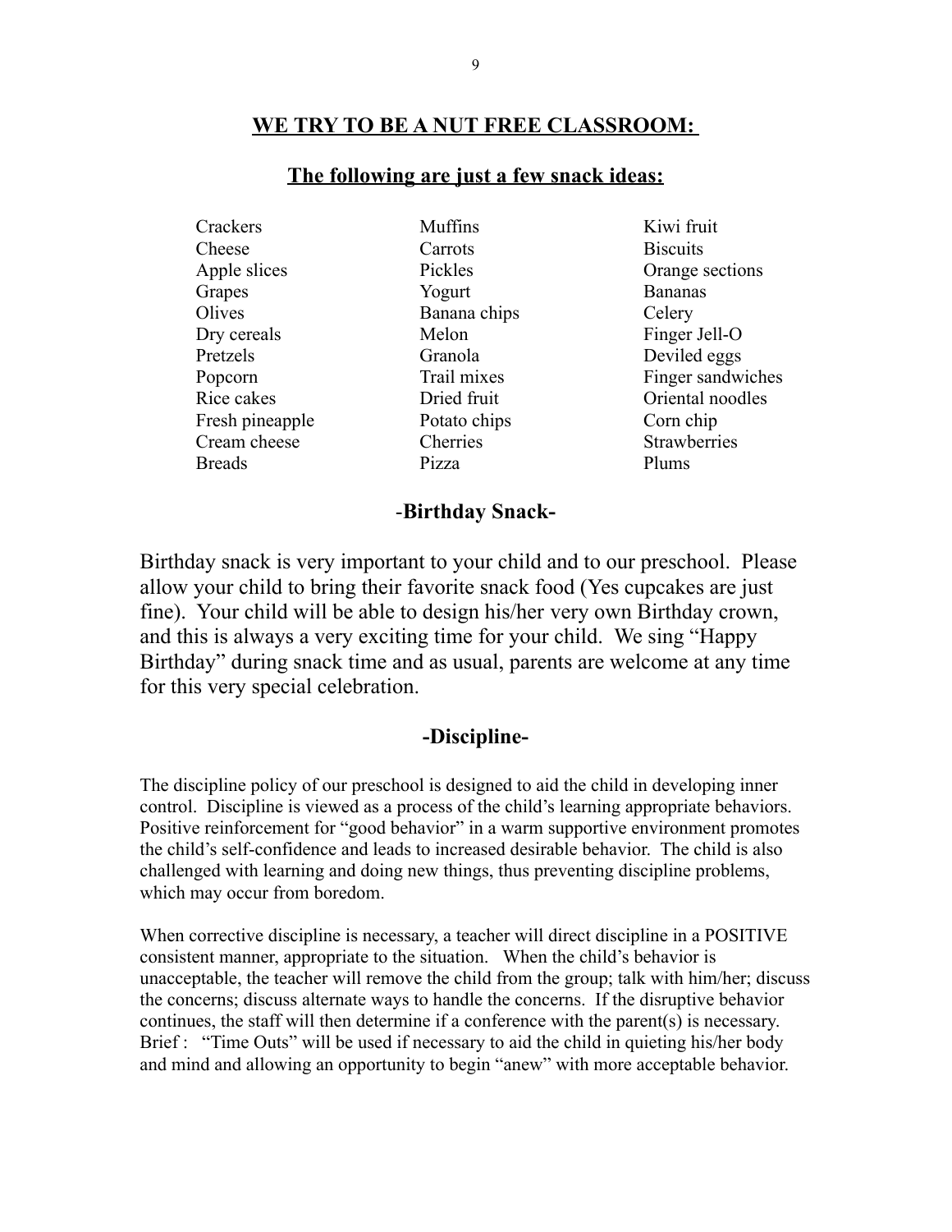## WE TRY TO BE A NUT FREE CLASSROOM:

### The following are just a few snack ideas:

| | | |
|---|---|---|
| Crackers | Muffins | Kiwi fruit |
| Cheese | Carrots | Biscuits |
| Apple slices | Pickles | Orange sections |
| Grapes | Yogurt | Bananas |
| Olives | Banana chips | Celery |
| Dry cereals | Melon | Finger Jell-O |
| Pretzels | Granola | Deviled eggs |
| Popcorn | Trail mixes | Finger sandwiches |
| Rice cakes | Dried fruit | Oriental noodles |
| Fresh pineapple | Potato chips | Corn chip |
| Cream cheese | Cherries | Strawberries |
| Breads | Pizza | Plums |

### -Birthday Snack-

Birthday snack is very important to your child and to our preschool. Please allow your child to bring their favorite snack food (Yes cupcakes are just fine). Your child will be able to design his/her very own Birthday crown, and this is always a very exciting time for your child. We sing "Happy Birthday" during snack time and as usual, parents are welcome at any time for this very special celebration.

### -Discipline-

The discipline policy of our preschool is designed to aid the child in developing inner control. Discipline is viewed as a process of the child's learning appropriate behaviors. Positive reinforcement for "good behavior" in a warm supportive environment promotes the child's self-confidence and leads to increased desirable behavior. The child is also challenged with learning and doing new things, thus preventing discipline problems, which may occur from boredom.

When corrective discipline is necessary, a teacher will direct discipline in a POSITIVE consistent manner, appropriate to the situation. When the child's behavior is unacceptable, the teacher will remove the child from the group; talk with him/her; discuss the concerns; discuss alternate ways to handle the concerns. If the disruptive behavior continues, the staff will then determine if a conference with the parent(s) is necessary. Brief : "Time Outs" will be used if necessary to aid the child in quieting his/her body and mind and allowing an opportunity to begin "anew" with more acceptable behavior.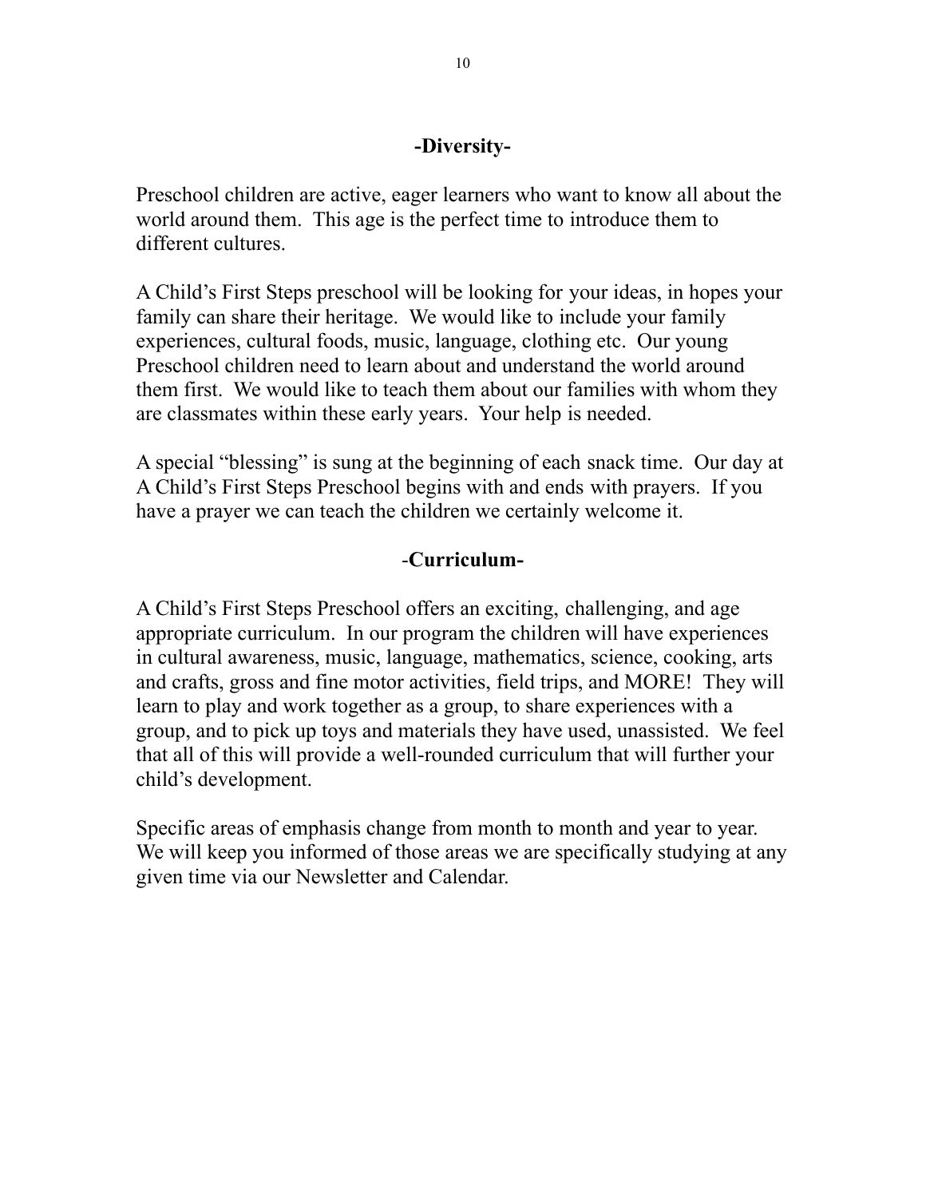## -Diversity-

Preschool children are active, eager learners who want to know all about the world around them. This age is the perfect time to introduce them to different cultures.

A Child's First Steps preschool will be looking for your ideas, in hopes your family can share their heritage. We would like to include your family experiences, cultural foods, music, language, clothing etc. Our young Preschool children need to learn about and understand the world around them first. We would like to teach them about our families with whom they are classmates within these early years. Your help is needed.

A special "blessing" is sung at the beginning of each snack time. Our day at A Child's First Steps Preschool begins with and ends with prayers. If you have a prayer we can teach the children we certainly welcome it.

## -Curriculum-

A Child's First Steps Preschool offers an exciting, challenging, and age appropriate curriculum. In our program the children will have experiences in cultural awareness, music, language, mathematics, science, cooking, arts and crafts, gross and fine motor activities, field trips, and MORE! They will learn to play and work together as a group, to share experiences with a group, and to pick up toys and materials they have used, unassisted. We feel that all of this will provide a well-rounded curriculum that will further your child's development.

Specific areas of emphasis change from month to month and year to year. We will keep you informed of those areas we are specifically studying at any given time via our Newsletter and Calendar.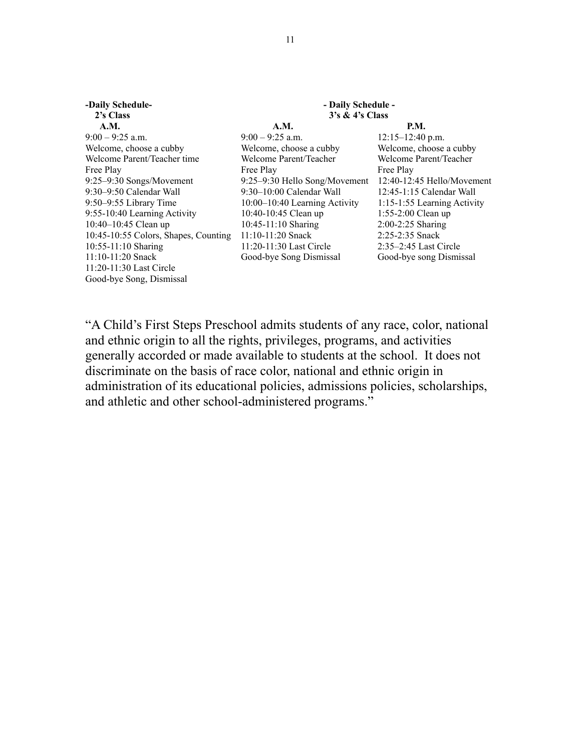**-Daily Schedule-**
**2's Class**
**A.M.**

9:00 – 9:25 a.m.
Welcome, choose a cubby
Welcome Parent/Teacher time
Free Play
9:25–9:30 Songs/Movement
9:30–9:50 Calendar Wall
9:50–9:55 Library Time
9:55-10:40 Learning Activity
10:40–10:45 Clean up
10:45-10:55 Colors, Shapes, Counting
10:55-11:10 Sharing
11:10-11:20 Snack
11:20-11:30 Last Circle
Good-bye Song, Dismissal

**- Daily Schedule -**
**3's & 4's Class**

**A.M.**

9:00 – 9:25 a.m.
Welcome, choose a cubby
Welcome Parent/Teacher
Free Play
9:25–9:30 Hello Song/Movement
9:30–10:00 Calendar Wall
10:00–10:40 Learning Activity
10:40-10:45 Clean up
10:45-11:10 Sharing
11:10-11:20 Snack
11:20-11:30 Last Circle
Good-bye Song Dismissal

**P.M.**

12:15–12:40 p.m.
Welcome, choose a cubby
Welcome Parent/Teacher
Free Play
12:40-12:45 Hello/Movement
12:45-1:15 Calendar Wall
1:15-1:55 Learning Activity
1:55-2:00 Clean up
2:00-2:25 Sharing
2:25-2:35 Snack
2:35–2:45 Last Circle
Good-bye song Dismissal

"A Child's First Steps Preschool admits students of any race, color, national and ethnic origin to all the rights, privileges, programs, and activities generally accorded or made available to students at the school. It does not discriminate on the basis of race color, national and ethnic origin in administration of its educational policies, admissions policies, scholarships, and athletic and other school-administered programs."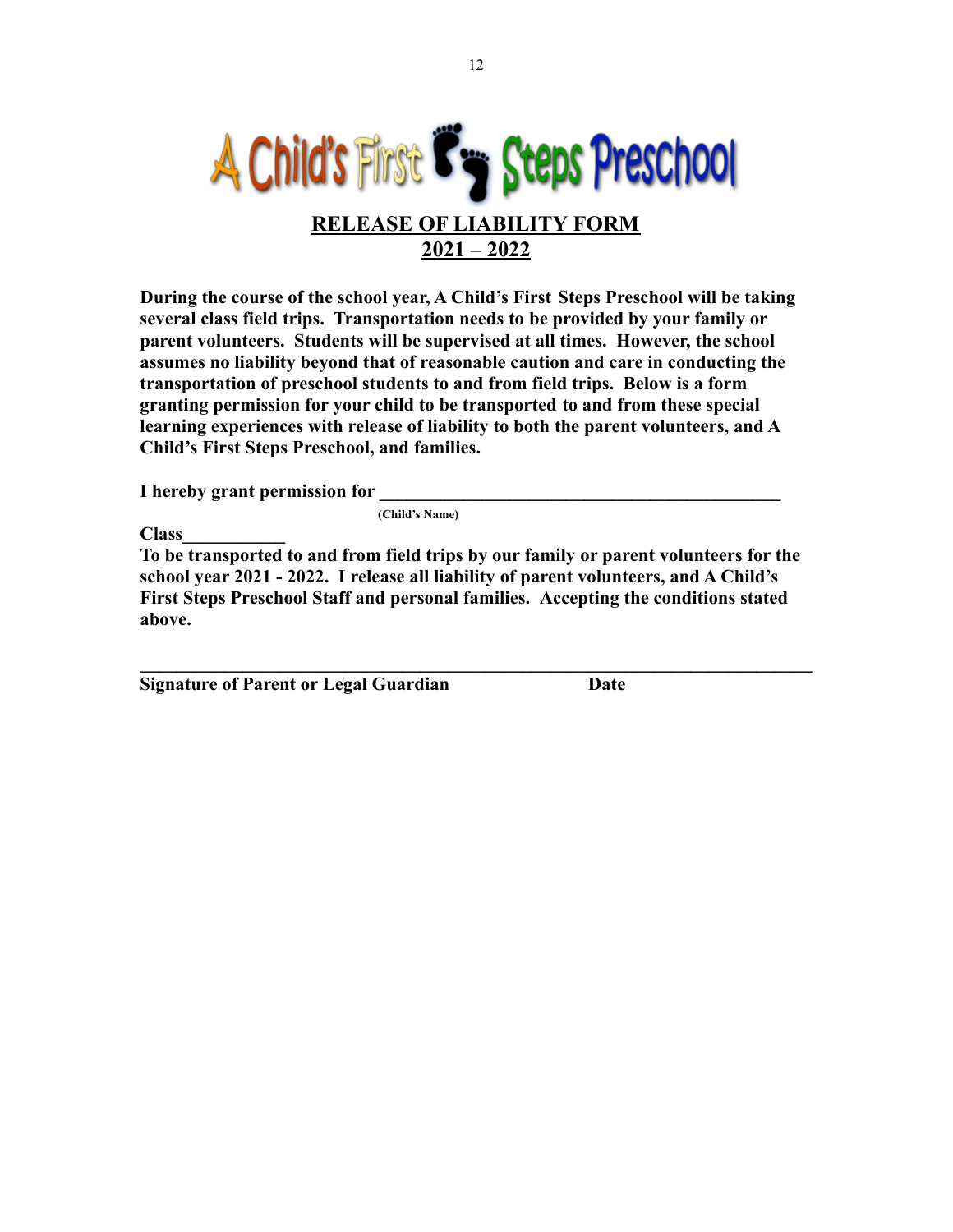# A Child's First Steps Preschool

## RELEASE OF LIABILITY FORM
## 2021 – 2022

**During the course of the school year, A Child's First Steps Preschool will be taking several class field trips. Transportation needs to be provided by your family or parent volunteers. Students will be supervised at all times. However, the school assumes no liability beyond that of reasonable caution and care in conducting the transportation of preschool students to and from field trips. Below is a form granting permission for your child to be transported to and from these special learning experiences with release of liability to both the parent volunteers, and A Child's First Steps Preschool, and families.**

**I hereby grant permission for** ______________________________________________
(Child's Name)

**Class**___________

**To be transported to and from field trips by our family or parent volunteers for the school year 2021 - 2022. I release all liability of parent volunteers, and A Child's First Steps Preschool Staff and personal families. Accepting the conditions stated above.**

____________________________________________________________________________

**Signature of Parent or Legal Guardian** **Date**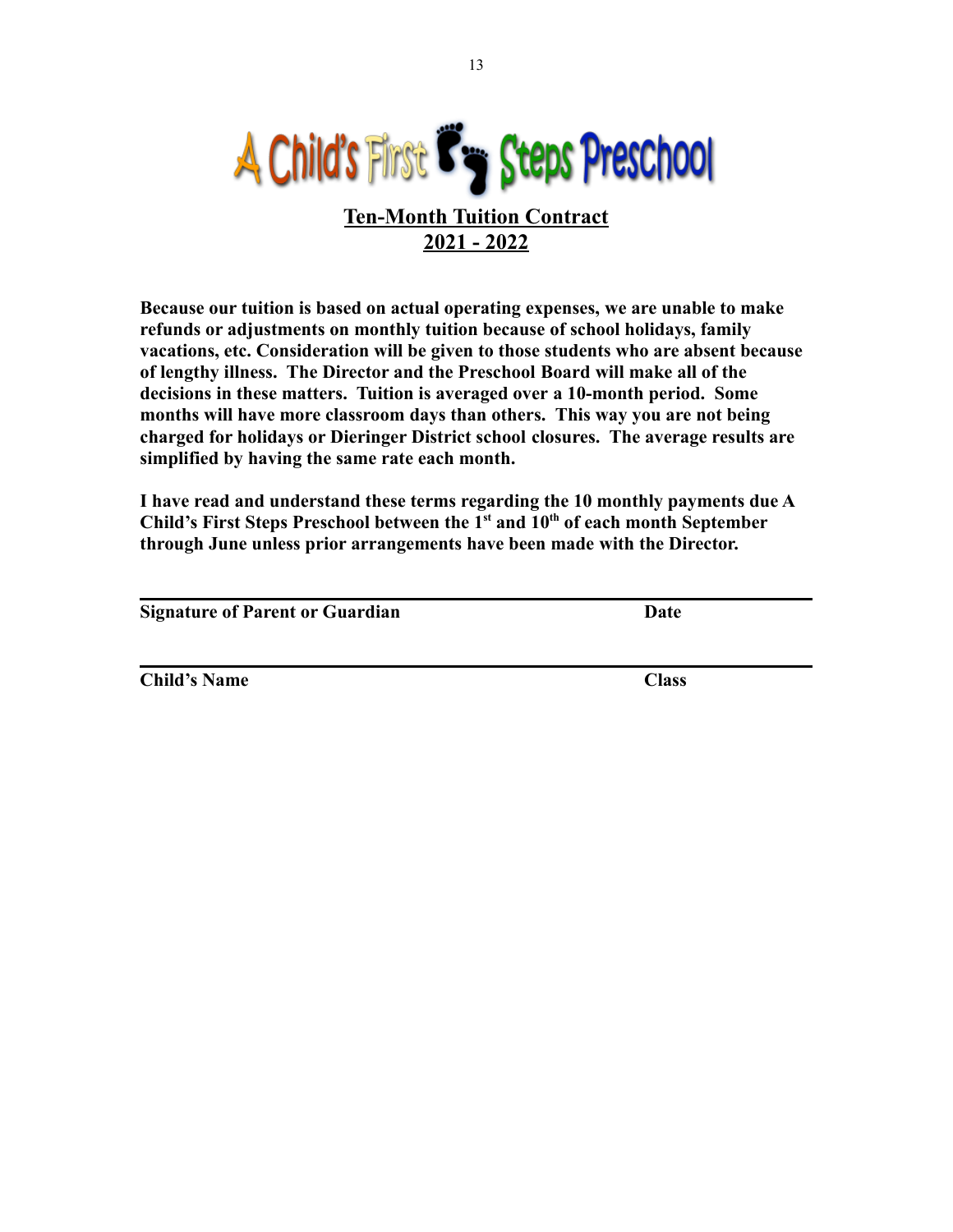# A Child's First Steps Preschool

## Ten-Month Tuition Contract

## 2021 - 2022

**Because our tuition is based on actual operating expenses, we are unable to make refunds or adjustments on monthly tuition because of school holidays, family vacations, etc. Consideration will be given to those students who are absent because of lengthy illness. The Director and the Preschool Board will make all of the decisions in these matters. Tuition is averaged over a 10-month period. Some months will have more classroom days than others. This way you are not being charged for holidays or Dieringer District school closures. The average results are simplified by having the same rate each month.**

**I have read and understand these terms regarding the 10 monthly payments due A Child's First Steps Preschool between the 1st and 10th of each month September through June unless prior arrangements have been made with the Director.**

---

**Signature of Parent or Guardian** **Date**

---

**Child's Name** **Class**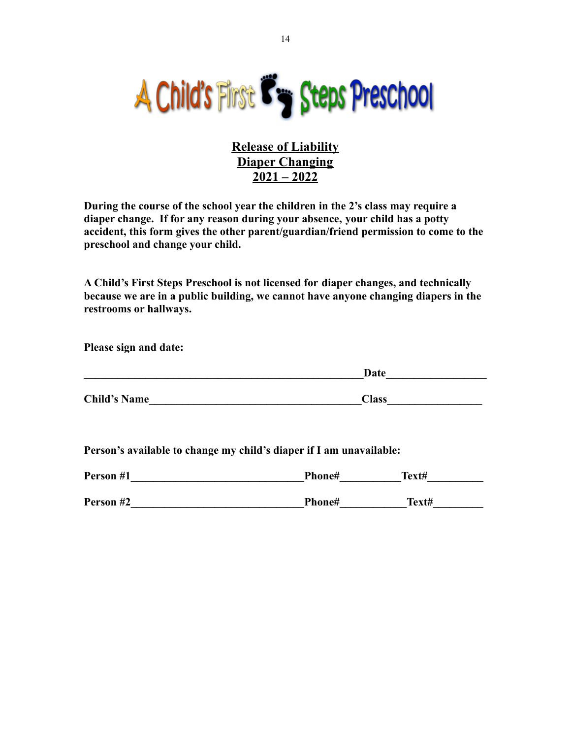A Child's First Steps Preschool

# Release of Liability
# Diaper Changing
# 2021 – 2022

**During the course of the school year the children in the 2's class may require a diaper change. If for any reason during your absence, your child has a potty accident, this form gives the other parent/guardian/friend permission to come to the preschool and change your child.**

**A Child's First Steps Preschool is not licensed for diaper changes, and technically because we are in a public building, we cannot have anyone changing diapers in the restrooms or hallways.**

**Please sign and date:**

**____________________________________________________Date__________________**

**Child's Name_______________________________________Class_________________**

**Person's available to change my child's diaper if I am unavailable:**

**Person #1________________________________Phone#___________Text#__________**

**Person #2________________________________Phone#____________Text#_________**